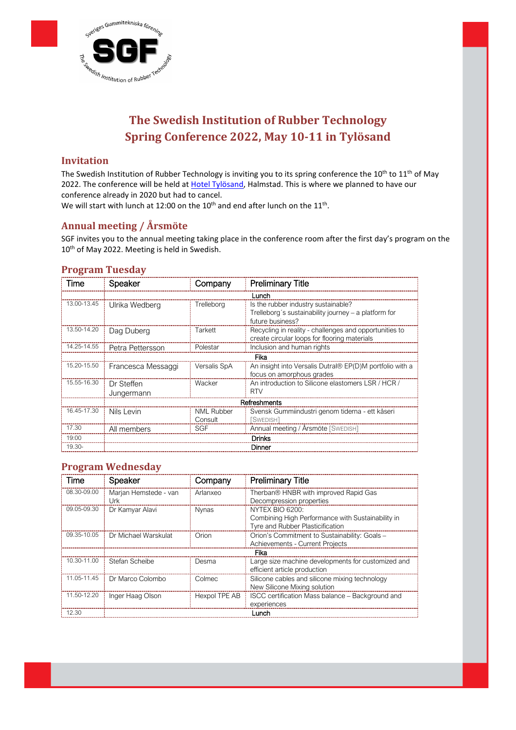# The Swedish Institution of Rubber Technology
# Spring Conference 2022, May 10-11 in Tylösand

## Invitation

The Swedish Institution of Rubber Technology is inviting you to its spring conference the 10th to 11th of May 2022. The conference will be held at Hotel Tylösand, Halmstad. This is where we planned to have our conference already in 2020 but had to cancel.
We will start with lunch at 12:00 on the 10th and end after lunch on the 11th.

## Annual meeting / Årsmöte

SGF invites you to the annual meeting taking place in the conference room after the first day's program on the 10th of May 2022. Meeting is held in Swedish.

## Program Tuesday

| Time | Speaker | Company | Preliminary Title |
|---|---|---|---|
| | Lunch | | |
| 13.00-13.45 | Ulrika Wedberg | Trelleborg | Is the rubber industry sustainable? Trelleborg´s sustainability journey – a platform for future business? |
| 13.50-14.20 | Dag Duberg | Tarkett | Recycling in reality - challenges and opportunities to create circular loops for flooring materials |
| 14.25-14.55 | Petra Pettersson | Polestar | Inclusion and human rights |
| | Fika | | |
| 15.20-15.50 | Francesca Messaggi | Versalis SpA | An insight into Versalis Dutral® EP(D)M portfolio with a focus on amorphous grades |
| 15.55-16.30 | Dr Steffen Jungermann | Wacker | An introduction to Silicone elastomers LSR / HCR / RTV |
| | Refreshments | | |
| 16.45-17.30 | Nils Levin | NML Rubber Consult | Svensk Gummiindustri genom tiderna - ett kåseri [SWEDISH] |
| 17.30 | All members | SGF | Annual meeting / Årsmöte [SWEDISH] |
| 19:00 | Drinks | | |
| 19.30- | Dinner | | |

## Program Wednesday

| Time | Speaker | Company | Preliminary Title |
|---|---|---|---|
| 08.30-09.00 | Marjan Hemstede - van Urk | Arlanxeo | Therban® HNBR with improved Rapid Gas Decompression properties |
| 09.05-09.30 | Dr Kamyar Alavi | Nynas | NYTEX BIO 6200: Combining High Performance with Sustainability in Tyre and Rubber Plasticification |
| 09.35-10.05 | Dr Michael Warskulat | Orion | Orion's Commitment to Sustainability: Goals – Achievements - Current Projects |
| | Fika | | |
| 10.30-11.00 | Stefan Scheibe | Desma | Large size machine developments for customized and efficient article production |
| 11.05-11.45 | Dr Marco Colombo | Colmec | Silicone cables and silicone mixing technology New Silicone Mixing solution |
| 11.50-12.20 | Inger Haag Olson | Hexpol TPE AB | ISCC certification Mass balance – Background and experiences |
| 12.30 | Lunch | | |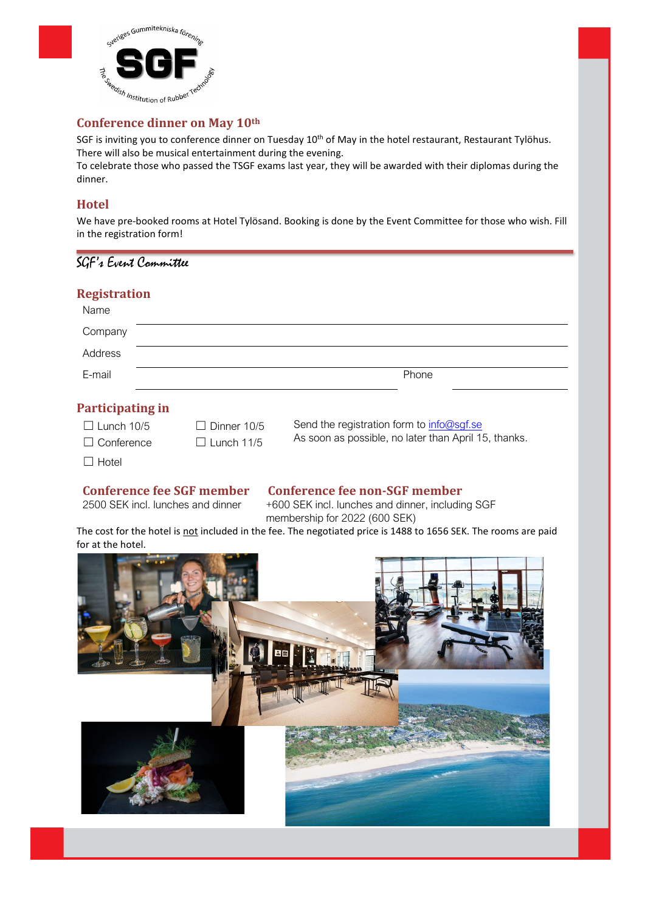## Conference dinner on May 10th

SGF is inviting you to conference dinner on Tuesday 10th of May in the hotel restaurant, Restaurant Tylöhus. There will also be musical entertainment during the evening.
To celebrate those who passed the TSGF exams last year, they will be awarded with their diplomas during the dinner.

## Hotel

We have pre-booked rooms at Hotel Tylösand. Booking is done by the Event Committee for those who wish. Fill in the registration form!

*SGF's Event Committee*

## Registration

Name ______________________________

Company ______________________________

Address ______________________________

E-mail ______________________________ Phone ______________

## Participating in

☐ Lunch 10/5 ☐ Dinner 10/5

☐ Conference ☐ Lunch 11/5

☐ Hotel

Send the registration form to [info@sgf.se](mailto:info@sgf.se)
As soon as possible, no later than April 15, thanks.

### Conference fee SGF member

2500 SEK incl. lunches and dinner

### Conference fee non-SGF member

+600 SEK incl. lunches and dinner, including SGF membership for 2022 (600 SEK)

The cost for the hotel is not included in the fee. The negotiated price is 1488 to 1656 SEK. The rooms are paid for at the hotel.